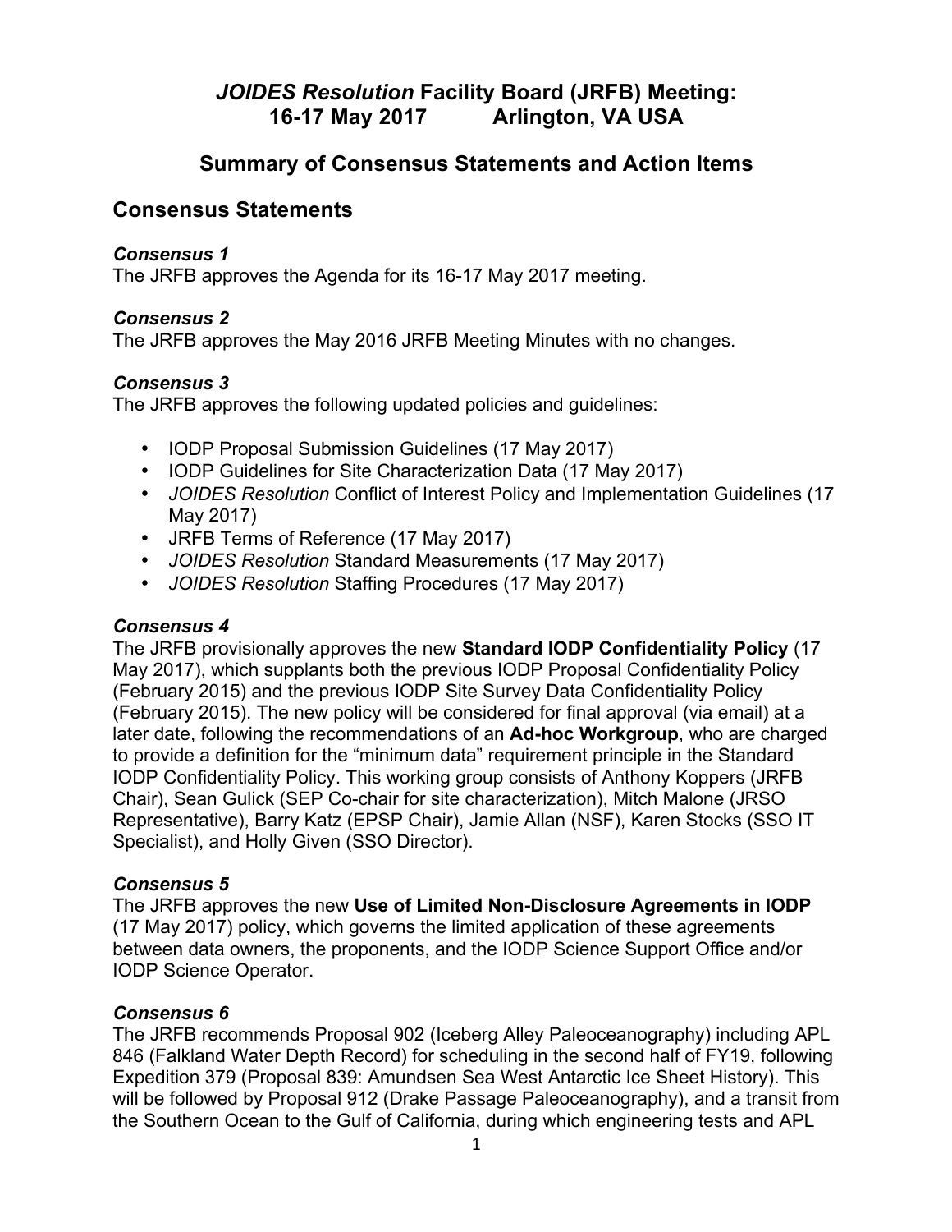# *JOIDES Resolution* Facility Board (JRFB) Meeting:
# 16-17 May 2017 Arlington, VA USA

## Summary of Consensus Statements and Action Items

## Consensus Statements

### *Consensus 1*

The JRFB approves the Agenda for its 16-17 May 2017 meeting.

### *Consensus 2*

The JRFB approves the May 2016 JRFB Meeting Minutes with no changes.

### *Consensus 3*

The JRFB approves the following updated policies and guidelines:

- IODP Proposal Submission Guidelines (17 May 2017)
- IODP Guidelines for Site Characterization Data (17 May 2017)
- *JOIDES Resolution* Conflict of Interest Policy and Implementation Guidelines (17 May 2017)
- JRFB Terms of Reference (17 May 2017)
- *JOIDES Resolution* Standard Measurements (17 May 2017)
- *JOIDES Resolution* Staffing Procedures (17 May 2017)

### *Consensus 4*

The JRFB provisionally approves the new **Standard IODP Confidentiality Policy** (17 May 2017), which supplants both the previous IODP Proposal Confidentiality Policy (February 2015) and the previous IODP Site Survey Data Confidentiality Policy (February 2015). The new policy will be considered for final approval (via email) at a later date, following the recommendations of an **Ad-hoc Workgroup**, who are charged to provide a definition for the "minimum data" requirement principle in the Standard IODP Confidentiality Policy. This working group consists of Anthony Koppers (JRFB Chair), Sean Gulick (SEP Co-chair for site characterization), Mitch Malone (JRSO Representative), Barry Katz (EPSP Chair), Jamie Allan (NSF), Karen Stocks (SSO IT Specialist), and Holly Given (SSO Director).

### *Consensus 5*

The JRFB approves the new **Use of Limited Non-Disclosure Agreements in IODP** (17 May 2017) policy, which governs the limited application of these agreements between data owners, the proponents, and the IODP Science Support Office and/or IODP Science Operator.

### *Consensus 6*

The JRFB recommends Proposal 902 (Iceberg Alley Paleoceanography) including APL 846 (Falkland Water Depth Record) for scheduling in the second half of FY19, following Expedition 379 (Proposal 839: Amundsen Sea West Antarctic Ice Sheet History). This will be followed by Proposal 912 (Drake Passage Paleoceanography), and a transit from the Southern Ocean to the Gulf of California, during which engineering tests and APL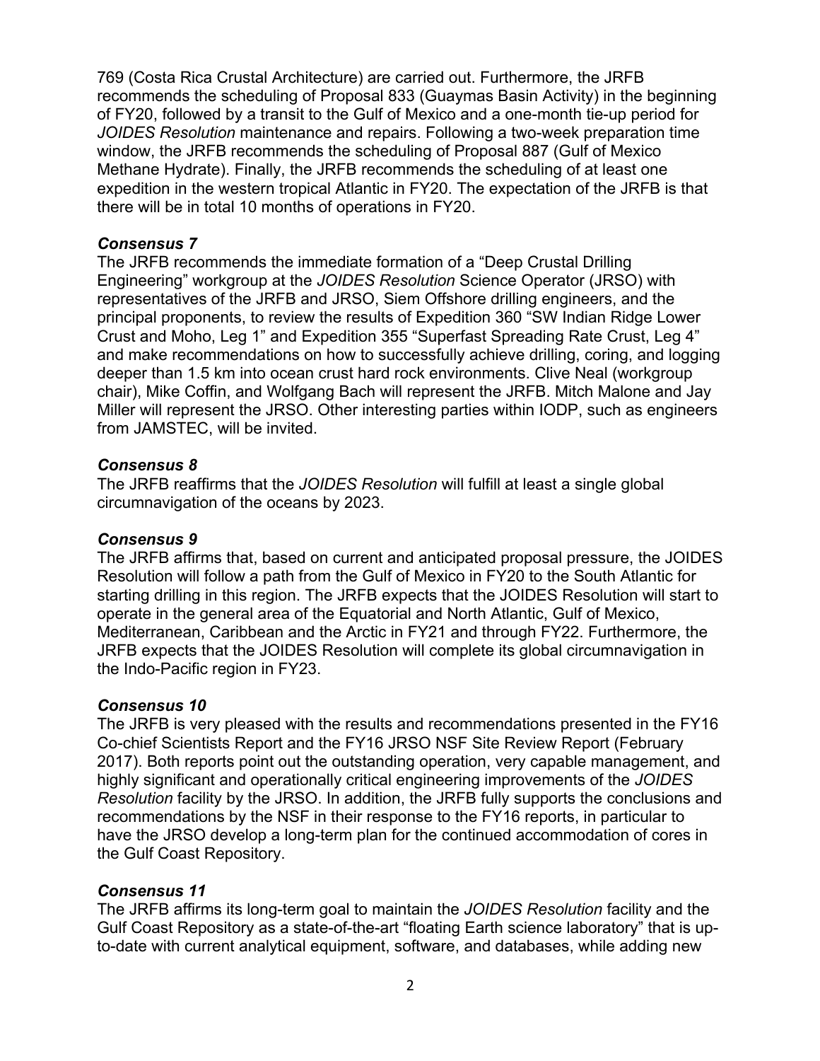769 (Costa Rica Crustal Architecture) are carried out. Furthermore, the JRFB recommends the scheduling of Proposal 833 (Guaymas Basin Activity) in the beginning of FY20, followed by a transit to the Gulf of Mexico and a one-month tie-up period for *JOIDES Resolution* maintenance and repairs. Following a two-week preparation time window, the JRFB recommends the scheduling of Proposal 887 (Gulf of Mexico Methane Hydrate). Finally, the JRFB recommends the scheduling of at least one expedition in the western tropical Atlantic in FY20. The expectation of the JRFB is that there will be in total 10 months of operations in FY20.

***Consensus 7***

The JRFB recommends the immediate formation of a "Deep Crustal Drilling Engineering" workgroup at the *JOIDES Resolution* Science Operator (JRSO) with representatives of the JRFB and JRSO, Siem Offshore drilling engineers, and the principal proponents, to review the results of Expedition 360 "SW Indian Ridge Lower Crust and Moho, Leg 1" and Expedition 355 "Superfast Spreading Rate Crust, Leg 4" and make recommendations on how to successfully achieve drilling, coring, and logging deeper than 1.5 km into ocean crust hard rock environments. Clive Neal (workgroup chair), Mike Coffin, and Wolfgang Bach will represent the JRFB. Mitch Malone and Jay Miller will represent the JRSO. Other interesting parties within IODP, such as engineers from JAMSTEC, will be invited.

***Consensus 8***

The JRFB reaffirms that the *JOIDES Resolution* will fulfill at least a single global circumnavigation of the oceans by 2023.

***Consensus 9***

The JRFB affirms that, based on current and anticipated proposal pressure, the JOIDES Resolution will follow a path from the Gulf of Mexico in FY20 to the South Atlantic for starting drilling in this region. The JRFB expects that the JOIDES Resolution will start to operate in the general area of the Equatorial and North Atlantic, Gulf of Mexico, Mediterranean, Caribbean and the Arctic in FY21 and through FY22. Furthermore, the JRFB expects that the JOIDES Resolution will complete its global circumnavigation in the Indo-Pacific region in FY23.

***Consensus 10***

The JRFB is very pleased with the results and recommendations presented in the FY16 Co-chief Scientists Report and the FY16 JRSO NSF Site Review Report (February 2017). Both reports point out the outstanding operation, very capable management, and highly significant and operationally critical engineering improvements of the *JOIDES Resolution* facility by the JRSO. In addition, the JRFB fully supports the conclusions and recommendations by the NSF in their response to the FY16 reports, in particular to have the JRSO develop a long-term plan for the continued accommodation of cores in the Gulf Coast Repository.

***Consensus 11***

The JRFB affirms its long-term goal to maintain the *JOIDES Resolution* facility and the Gulf Coast Repository as a state-of-the-art "floating Earth science laboratory" that is up-to-date with current analytical equipment, software, and databases, while adding new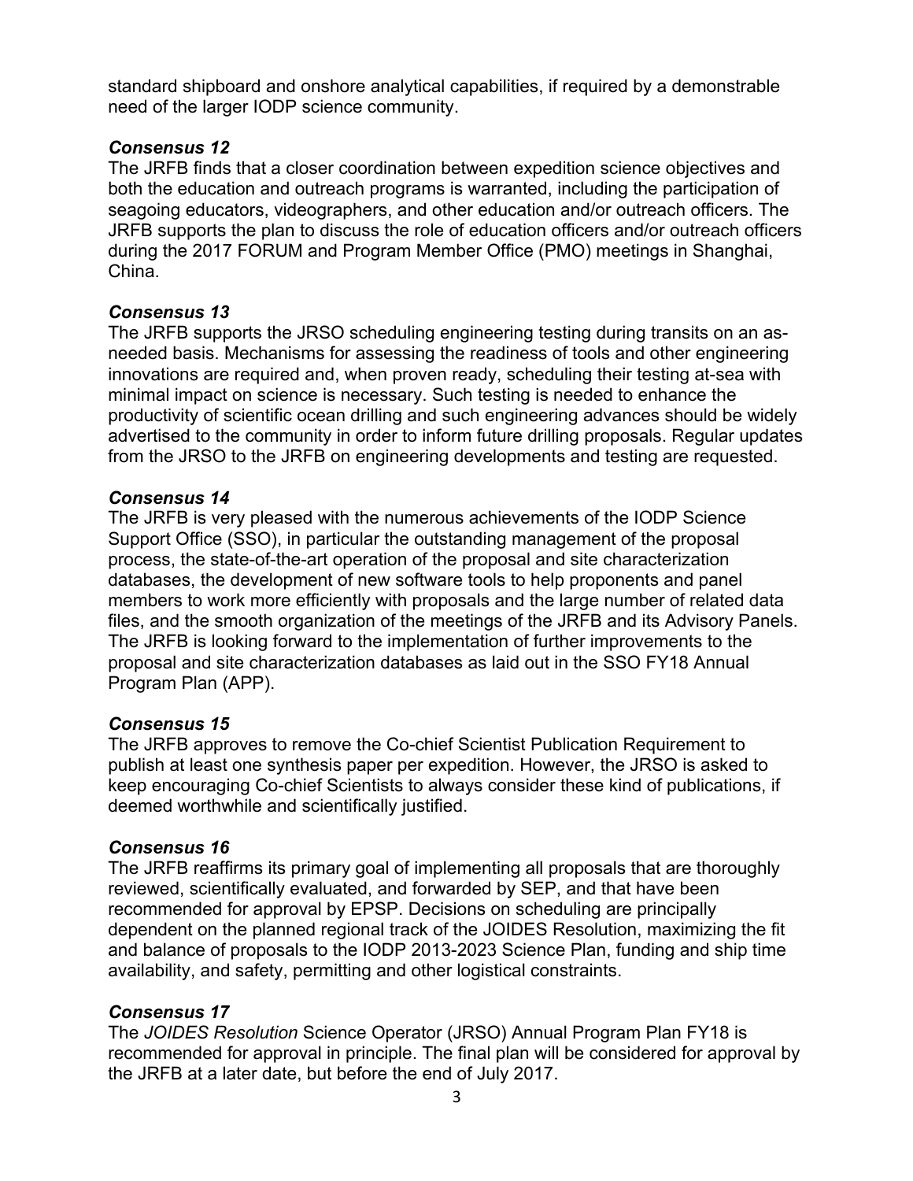standard shipboard and onshore analytical capabilities, if required by a demonstrable need of the larger IODP science community.

***Consensus 12***
The JRFB finds that a closer coordination between expedition science objectives and both the education and outreach programs is warranted, including the participation of seagoing educators, videographers, and other education and/or outreach officers. The JRFB supports the plan to discuss the role of education officers and/or outreach officers during the 2017 FORUM and Program Member Office (PMO) meetings in Shanghai, China.

***Consensus 13***
The JRFB supports the JRSO scheduling engineering testing during transits on an as-needed basis. Mechanisms for assessing the readiness of tools and other engineering innovations are required and, when proven ready, scheduling their testing at-sea with minimal impact on science is necessary. Such testing is needed to enhance the productivity of scientific ocean drilling and such engineering advances should be widely advertised to the community in order to inform future drilling proposals. Regular updates from the JRSO to the JRFB on engineering developments and testing are requested.

***Consensus 14***
The JRFB is very pleased with the numerous achievements of the IODP Science Support Office (SSO), in particular the outstanding management of the proposal process, the state-of-the-art operation of the proposal and site characterization databases, the development of new software tools to help proponents and panel members to work more efficiently with proposals and the large number of related data files, and the smooth organization of the meetings of the JRFB and its Advisory Panels. The JRFB is looking forward to the implementation of further improvements to the proposal and site characterization databases as laid out in the SSO FY18 Annual Program Plan (APP).

***Consensus 15***
The JRFB approves to remove the Co-chief Scientist Publication Requirement to publish at least one synthesis paper per expedition. However, the JRSO is asked to keep encouraging Co-chief Scientists to always consider these kind of publications, if deemed worthwhile and scientifically justified.

***Consensus 16***
The JRFB reaffirms its primary goal of implementing all proposals that are thoroughly reviewed, scientifically evaluated, and forwarded by SEP, and that have been recommended for approval by EPSP. Decisions on scheduling are principally dependent on the planned regional track of the JOIDES Resolution, maximizing the fit and balance of proposals to the IODP 2013-2023 Science Plan, funding and ship time availability, and safety, permitting and other logistical constraints.

***Consensus 17***
The *JOIDES Resolution* Science Operator (JRSO) Annual Program Plan FY18 is recommended for approval in principle. The final plan will be considered for approval by the JRFB at a later date, but before the end of July 2017.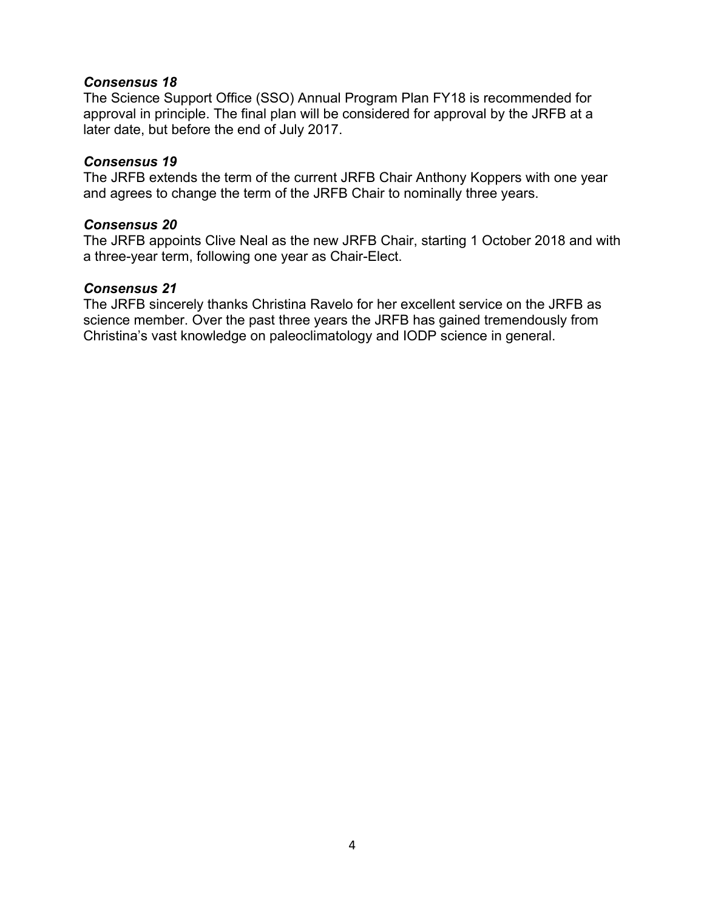***Consensus 18***

The Science Support Office (SSO) Annual Program Plan FY18 is recommended for approval in principle. The final plan will be considered for approval by the JRFB at a later date, but before the end of July 2017.

***Consensus 19***

The JRFB extends the term of the current JRFB Chair Anthony Koppers with one year and agrees to change the term of the JRFB Chair to nominally three years.

***Consensus 20***

The JRFB appoints Clive Neal as the new JRFB Chair, starting 1 October 2018 and with a three-year term, following one year as Chair-Elect.

***Consensus 21***

The JRFB sincerely thanks Christina Ravelo for her excellent service on the JRFB as science member. Over the past three years the JRFB has gained tremendously from Christina's vast knowledge on paleoclimatology and IODP science in general.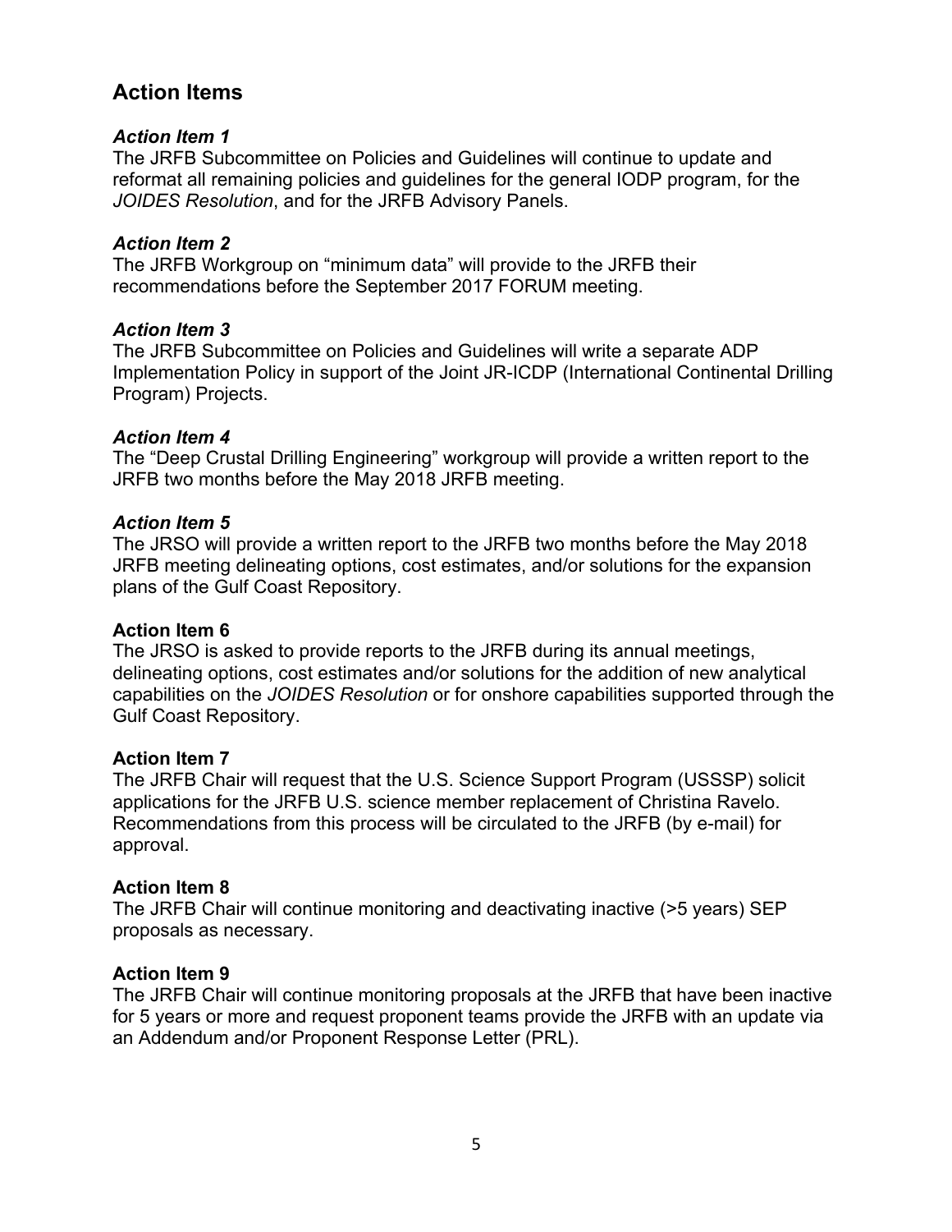## Action Items

### *Action Item 1*

The JRFB Subcommittee on Policies and Guidelines will continue to update and reformat all remaining policies and guidelines for the general IODP program, for the *JOIDES Resolution*, and for the JRFB Advisory Panels.

### *Action Item 2*

The JRFB Workgroup on "minimum data" will provide to the JRFB their recommendations before the September 2017 FORUM meeting.

### *Action Item 3*

The JRFB Subcommittee on Policies and Guidelines will write a separate ADP Implementation Policy in support of the Joint JR-ICDP (International Continental Drilling Program) Projects.

### *Action Item 4*

The "Deep Crustal Drilling Engineering" workgroup will provide a written report to the JRFB two months before the May 2018 JRFB meeting.

### *Action Item 5*

The JRSO will provide a written report to the JRFB two months before the May 2018 JRFB meeting delineating options, cost estimates, and/or solutions for the expansion plans of the Gulf Coast Repository.

### Action Item 6

The JRSO is asked to provide reports to the JRFB during its annual meetings, delineating options, cost estimates and/or solutions for the addition of new analytical capabilities on the *JOIDES Resolution* or for onshore capabilities supported through the Gulf Coast Repository.

### Action Item 7

The JRFB Chair will request that the U.S. Science Support Program (USSSP) solicit applications for the JRFB U.S. science member replacement of Christina Ravelo. Recommendations from this process will be circulated to the JRFB (by e-mail) for approval.

### Action Item 8

The JRFB Chair will continue monitoring and deactivating inactive (>5 years) SEP proposals as necessary.

### Action Item 9

The JRFB Chair will continue monitoring proposals at the JRFB that have been inactive for 5 years or more and request proponent teams provide the JRFB with an update via an Addendum and/or Proponent Response Letter (PRL).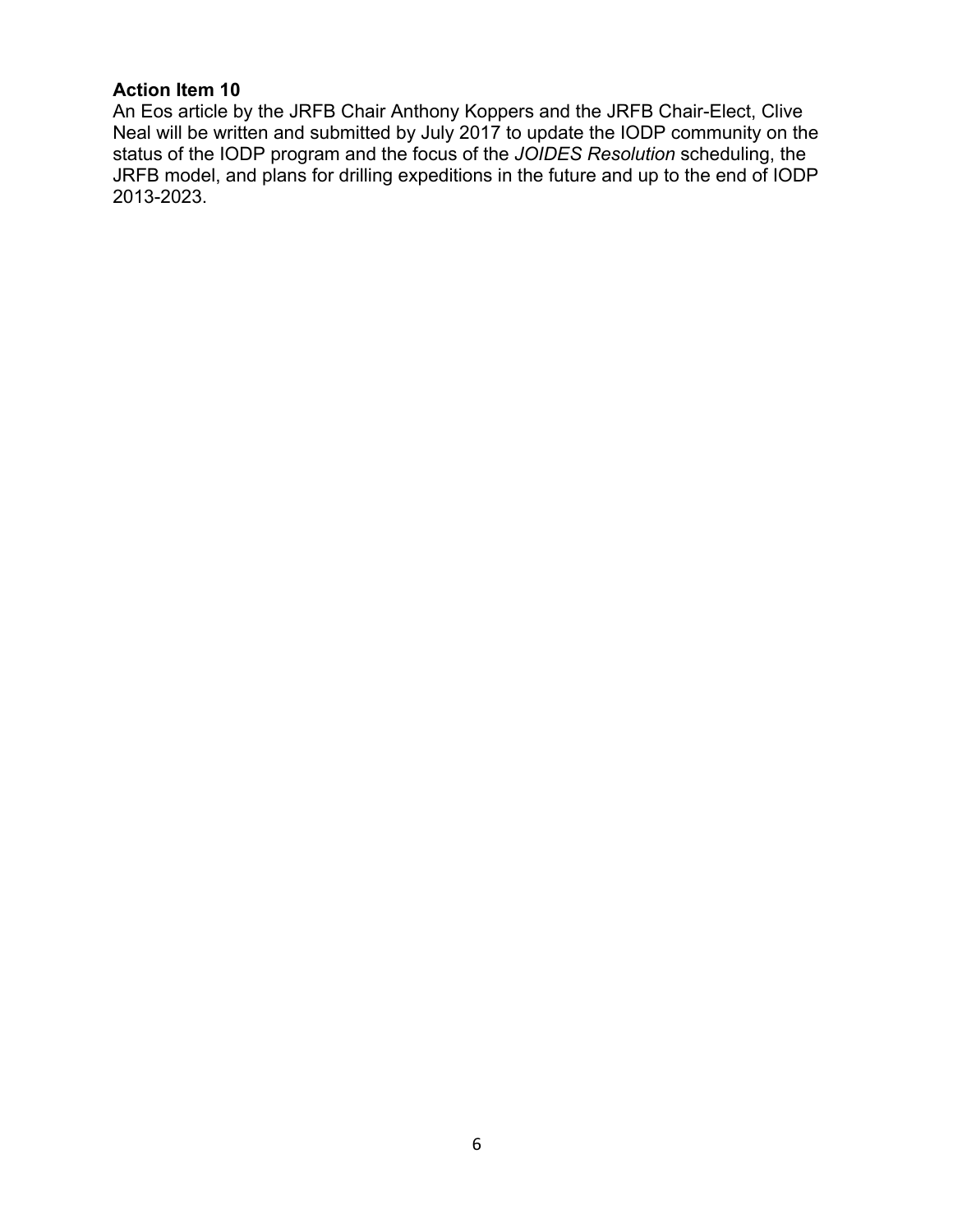**Action Item 10**

An Eos article by the JRFB Chair Anthony Koppers and the JRFB Chair-Elect, Clive Neal will be written and submitted by July 2017 to update the IODP community on the status of the IODP program and the focus of the *JOIDES Resolution* scheduling, the JRFB model, and plans for drilling expeditions in the future and up to the end of IODP 2013-2023.